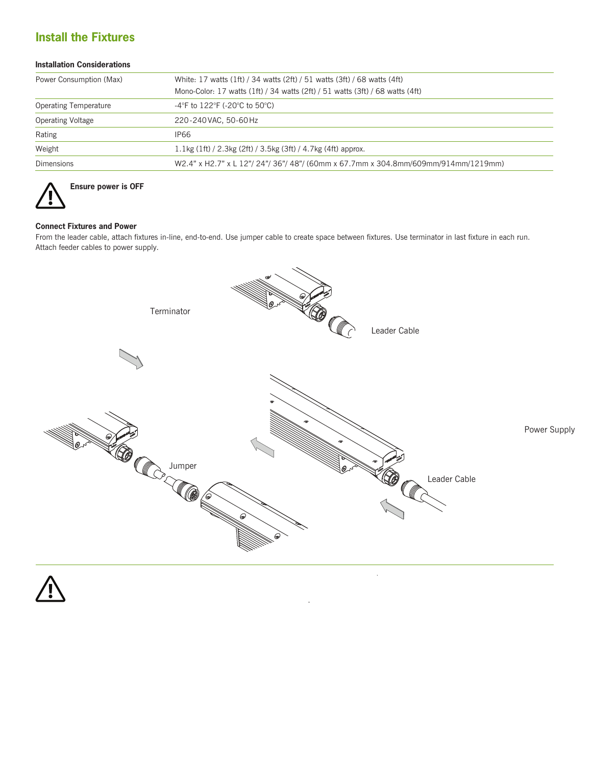## Install the Fixtures

### Installation Considerations

| | |
|---|---|
| Power Consumption (Max) | White: 17 watts (1ft) / 34 watts (2ft) / 51 watts (3ft) / 68 watts (4ft)<br>Mono-Color: 17 watts (1ft) / 34 watts (2ft) / 51 watts (3ft) / 68 watts (4ft) |
| Operating Temperature | -4°F to 122°F (-20°C to 50°C) |
| Operating Voltage | 220-240 VAC, 50-60 Hz |
| Rating | IP66 |
| Weight | 1.1kg (1ft) / 2.3kg (2ft) / 3.5kg (3ft) / 4.7kg (4ft) approx. |
| Dimensions | W2.4" x H2.7" x L 12"/ 24"/ 36"/ 48"/ (60mm x 67.7mm x 304.8mm/609mm/914mm/1219mm) |

**Ensure power is OFF**

### Connect Fixtures and Power

From the leader cable, attach fixtures in-line, end-to-end. Use jumper cable to create space between fixtures. Use terminator in last fixture in each run. Attach feeder cables to power supply.

Terminator

Leader Cable

Power Supply

Jumper

Leader Cable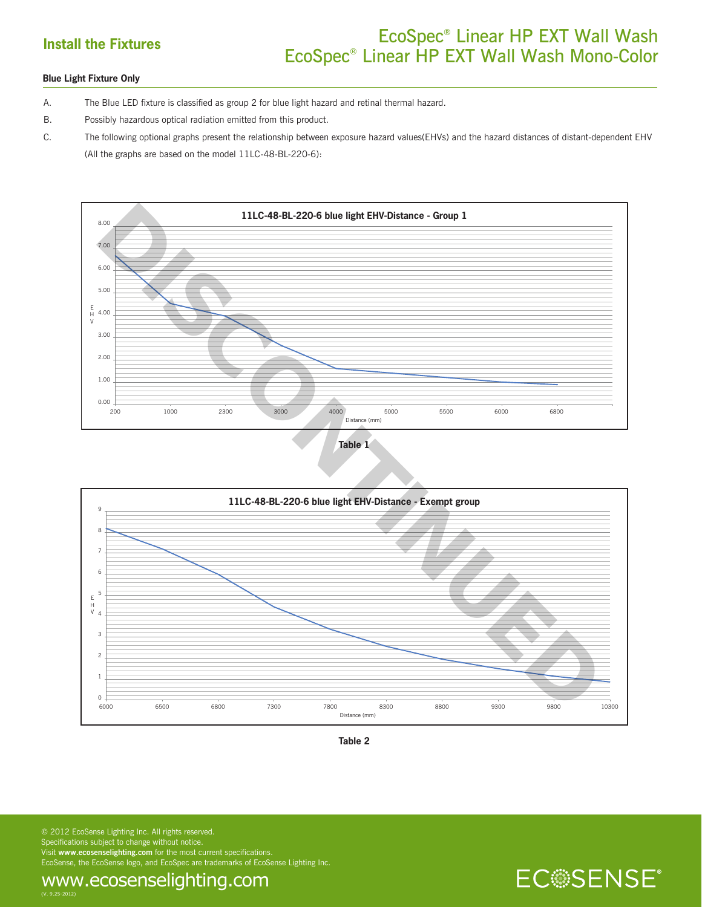## Install the Fixtures

# EcoSpec® Linear HP EXT Wall Wash
# EcoSpec® Linear HP EXT Wall Wash Mono-Color

### Blue Light Fixture Only

A. The Blue LED fixture is classified as group 2 for blue light hazard and retinal thermal hazard.

B. Possibly hazardous optical radiation emitted from this product.

C. The following optional graphs present the relationship between exposure hazard values(EHVs) and the hazard distances of distant-dependent EHV (All the graphs are based on the model 11LC-48-BL-220-6):

**11LC-48-BL-220-6 blue light EHV-Distance - Group 1**

EHV (0.00–8.00) vs. Distance (mm): 200, 1000, 2300, 3000, 4000, 5000, 5500, 6000, 6800

**Table 1**

**11LC-48-BL-220-6 blue light EHV-Distance - Exempt group**

EHV (0–9) vs. Distance (mm): 6000, 6500, 6800, 7300, 7800, 8300, 8800, 9300, 9800, 10300

**Table 2**

DISCONTINUED

© 2012 EcoSense Lighting Inc. All rights reserved.
Specifications subject to change without notice.
Visit **www.ecosenselighting.com** for the most current specifications.
EcoSense, the EcoSense logo, and EcoSpec are trademarks of EcoSense Lighting Inc.

www.ecosenselighting.com

(V. 9.25-2012)

ECOSENSE®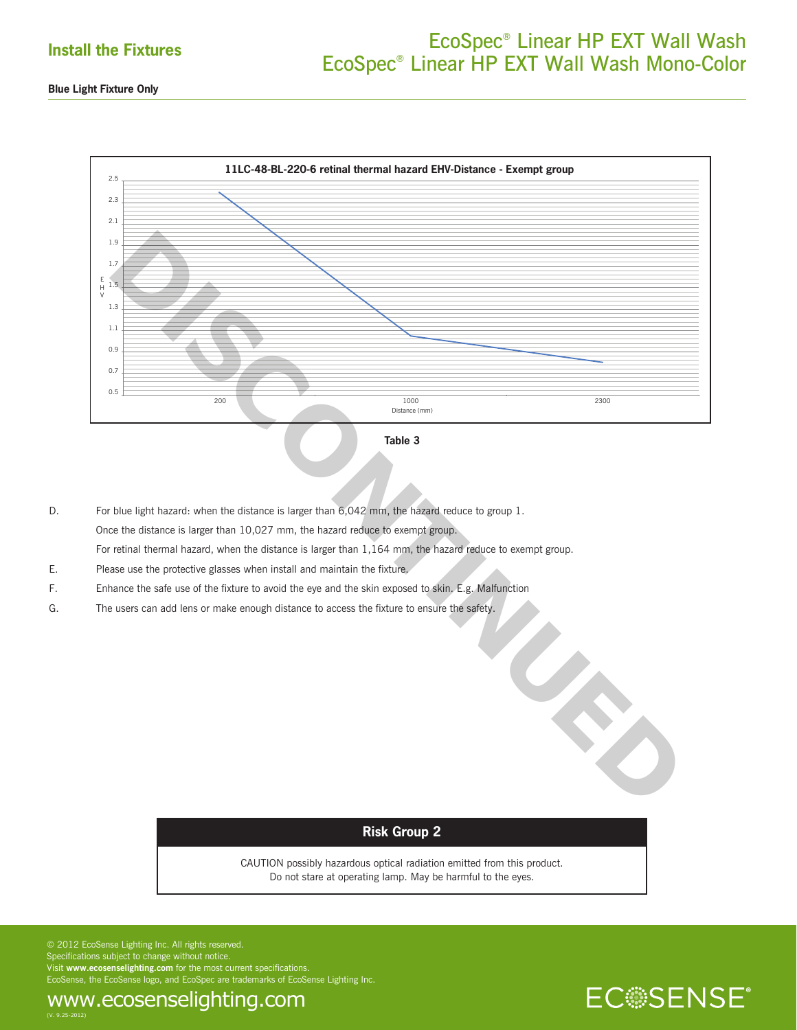## Install the Fixtures

# EcoSpec® Linear HP EXT Wall Wash
# EcoSpec® Linear HP EXT Wall Wash Mono-Color

**Blue Light Fixture Only**

11LC-48-BL-220-6 retinal thermal hazard EHV-Distance - Exempt group

2.5
2.3
2.1
1.9
1.7
1.5
1.3
1.1
0.9
0.7
0.5

EHV

200
1000
2300

Distance (mm)

**Table 3**

D. For blue light hazard: when the distance is larger than 6,042 mm, the hazard reduce to group 1.
Once the distance is larger than 10,027 mm, the hazard reduce to exempt group.
For retinal thermal hazard, when the distance is larger than 1,164 mm, the hazard reduce to exempt group.

E. Please use the protective glasses when install and maintain the fixture.

F. Enhance the safe use of the fixture to avoid the eye and the skin exposed to skin. E.g. Malfunction

G. The users can add lens or make enough distance to access the fixture to ensure the safety.

DISCONTINUED

| **Risk Group 2** |
| --- |
| CAUTION possibly hazardous optical radiation emitted from this product.<br>Do not stare at operating lamp. May be harmful to the eyes. |

© 2012 EcoSense Lighting Inc. All rights reserved.
Specifications subject to change without notice.
Visit **www.ecosenselighting.com** for the most current specifications.
EcoSense, the EcoSense logo, and EcoSpec are trademarks of EcoSense Lighting Inc.

www.ecosenselighting.com

(V. 9.25-2012)

ECOSENSE®